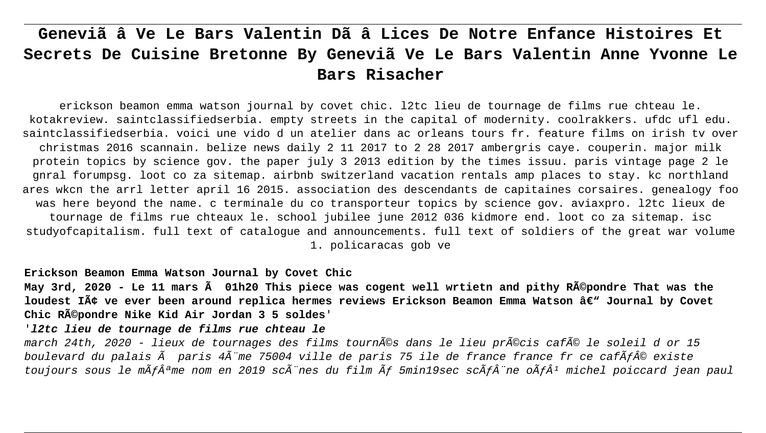# Geneviã â Ve Le Bars Valentin Dã â Lices De Notre Enfance Histoires Et Secrets De Cuisine Bretonne By Geneviã Ve Le Bars Valentin Anne Yvonne Le Bars Risacher

erickson beamon emma watson journal by covet chic. l2tc lieu de tournage de films rue chteau le. kotakreview. saintclassifiedserbia. empty streets in the capital of modernity. coolrakkers. ufdc ufl edu. saintclassifiedserbia. voici une vido d un atelier dans ac orleans tours fr. feature films on irish tv over christmas 2016 scannain. belize news daily 2 11 2017 to 2 28 2017 ambergris caye. couperin. major milk protein topics by science gov. the paper july 3 2013 edition by the times issuu. paris vintage page 2 le gnral forumpsg. loot co za sitemap. airbnb switzerland vacation rentals amp places to stay. kc northland ares wkcn the arrl letter april 16 2015. association des descendants de capitaines corsaires. genealogy foo was here beyond the name. c terminale du co transporteur topics by science gov. aviaxpro. l2tc lieux de tournage de films rue chteaux le. school jubilee june 2012 036 kidmore end. loot co za sitemap. isc studyofcapitalism. full text of catalogue and announcements. full text of soldiers of the great war volume 1. policaracas gob ve

**Erickson Beamon Emma Watson Journal by Covet Chic**

**May 3rd, 2020 - Le 11 mars Ã  01h20 This piece was cogent well wrtietn and pithy RÃ©pondre That was the loudest IÃ¢ ve ever been around replica hermes reviews Erickson Beamon Emma Watson â€" Journal by Covet Chic RÃ©pondre Nike Kid Air Jordan 3 5 soldes'**

'***l2tc lieu de tournage de films rue chteau le***

*march 24th, 2020 - lieux de tournages des films tournÃ©s dans le lieu prÃ©cis cafÃ© le soleil d or 15 boulevard du palais Ã  paris 4Ã¨me 75004 ville de paris 75 ile de france france fr ce cafÃƒÂ© existe toujours sous le mÃƒÂªme nom en 2019 scÃ¨nes du film Ãƒ 5min19sec scÃƒÂ¨ne oÃƒÂ¹ michel poiccard jean paul*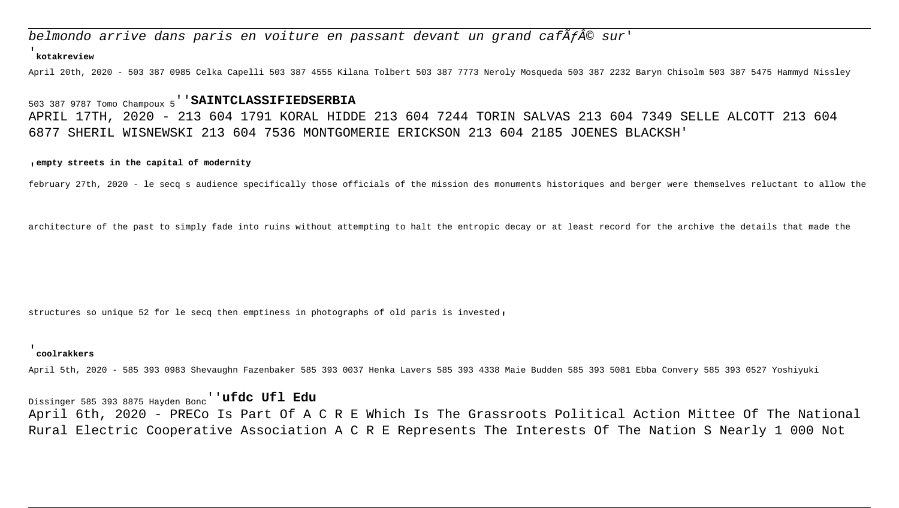*belmondo arrive dans paris en voiture en passant devant un grand cafÃƒÂ© sur'*

'**kotakreview**

April 20th, 2020 - 503 387 0985 Celka Capelli 503 387 4555 Kilana Tolbert 503 387 7773 Neroly Mosqueda 503 387 2232 Baryn Chisolm 503 387 5475 Hammyd Nissley 503 387 9787 Tomo Champoux 5''**SAINTCLASSIFIEDSERBIA**

APRIL 17TH, 2020 - 213 604 1791 KORAL HIDDE 213 604 7244 TORIN SALVAS 213 604 7349 SELLE ALCOTT 213 604 6877 SHERIL WISNEWSKI 213 604 7536 MONTGOMERIE ERICKSON 213 604 2185 JOENES BLACKSH'

,**empty streets in the capital of modernity**

february 27th, 2020 - le secq s audience specifically those officials of the mission des monuments historiques and berger were themselves reluctant to allow the architecture of the past to simply fade into ruins without attempting to halt the entropic decay or at least record for the archive the details that made the structures so unique 52 for le secq then emptiness in photographs of old paris is invested,

'**coolrakkers**

April 5th, 2020 - 585 393 0983 Shevaughn Fazenbaker 585 393 0037 Henka Lavers 585 393 4338 Maie Budden 585 393 5081 Ebba Convery 585 393 0527 Yoshiyuki Dissinger 585 393 8875 Hayden Bonc''**ufdc Ufl Edu**

April 6th, 2020 - PRECo Is Part Of A C R E Which Is The Grassroots Political Action Mittee Of The National Rural Electric Cooperative Association A C R E Represents The Interests Of The Nation S Nearly 1 000 Not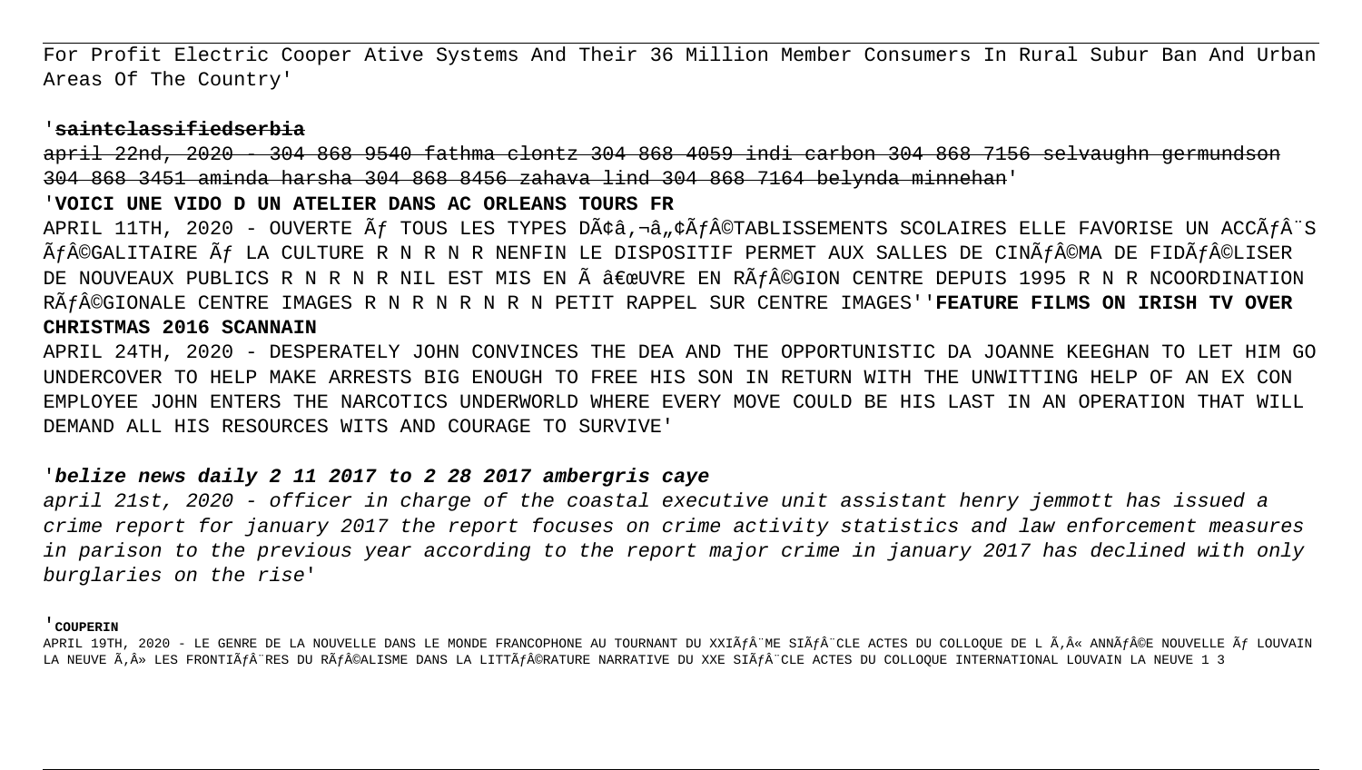For Profit Electric Cooper Ative Systems And Their 36 Million Member Consumers In Rural Subur Ban And Urban Areas Of The Country'

'~~**saintclassifiedserbia**~~

~~april 22nd, 2020 - 304 868 9540 fathma clontz 304 868 4059 indi carbon 304 868 7156 selvaughn germundson 304 868 3451 aminda harsha 304 868 8456 zahava lind 304 868 7164 belynda minnehan~~'

'**VOICI UNE VIDO D UN ATELIER DANS AC ORLEANS TOURS FR**

APRIL 11TH, 2020 - OUVERTE Ãƒ TOUS LES TYPES DÃ¢â‚¬â„¢ÃƒÂ©TABLISSEMENTS SCOLAIRES ELLE FAVORISE UN ACCÃƒÂ¨S ÃƒÂ©GALITAIRE Ãƒ LA CULTURE R N R N R NENFIN LE DISPOSITIF PERMET AUX SALLES DE CINÃƒÂ©MA DE FIDÃƒÂ©LISER DE NOUVEAUX PUBLICS R N R N R NIL EST MIS EN Ã â€œUVRE EN RÃƒÂ©GION CENTRE DEPUIS 1995 R N R NCOORDINATION RÃƒÂ©GIONALE CENTRE IMAGES R N R N R N R N PETIT RAPPEL SUR CENTRE IMAGES''**FEATURE FILMS ON IRISH TV OVER CHRISTMAS 2016 SCANNAIN**

APRIL 24TH, 2020 - DESPERATELY JOHN CONVINCES THE DEA AND THE OPPORTUNISTIC DA JOANNE KEEGHAN TO LET HIM GO UNDERCOVER TO HELP MAKE ARRESTS BIG ENOUGH TO FREE HIS SON IN RETURN WITH THE UNWITTING HELP OF AN EX CON EMPLOYEE JOHN ENTERS THE NARCOTICS UNDERWORLD WHERE EVERY MOVE COULD BE HIS LAST IN AN OPERATION THAT WILL DEMAND ALL HIS RESOURCES WITS AND COURAGE TO SURVIVE'

'***belize news daily 2 11 2017 to 2 28 2017 ambergris caye***

*april 21st, 2020 - officer in charge of the coastal executive unit assistant henry jemmott has issued a crime report for january 2017 the report focuses on crime activity statistics and law enforcement measures in parison to the previous year according to the report major crime in january 2017 has declined with only burglaries on the rise*'

'**COUPERIN**

APRIL 19TH, 2020 - LE GENRE DE LA NOUVELLE DANS LE MONDE FRANCOPHONE AU TOURNANT DU XXIÃƒÂ¨ME SIÃƒÂ¨CLE ACTES DU COLLOQUE DE L Ã‚Â« ANNÃƒÂ©E NOUVELLE Ãƒ LOUVAIN LA NEUVE Ã‚Â» LES FRONTIÃƒÂ¨RES DU RÃƒÂ©ALISME DANS LA LITTÃƒÂ©RATURE NARRATIVE DU XXE SIÃƒÂ¨CLE ACTES DU COLLOQUE INTERNATIONAL LOUVAIN LA NEUVE 1 3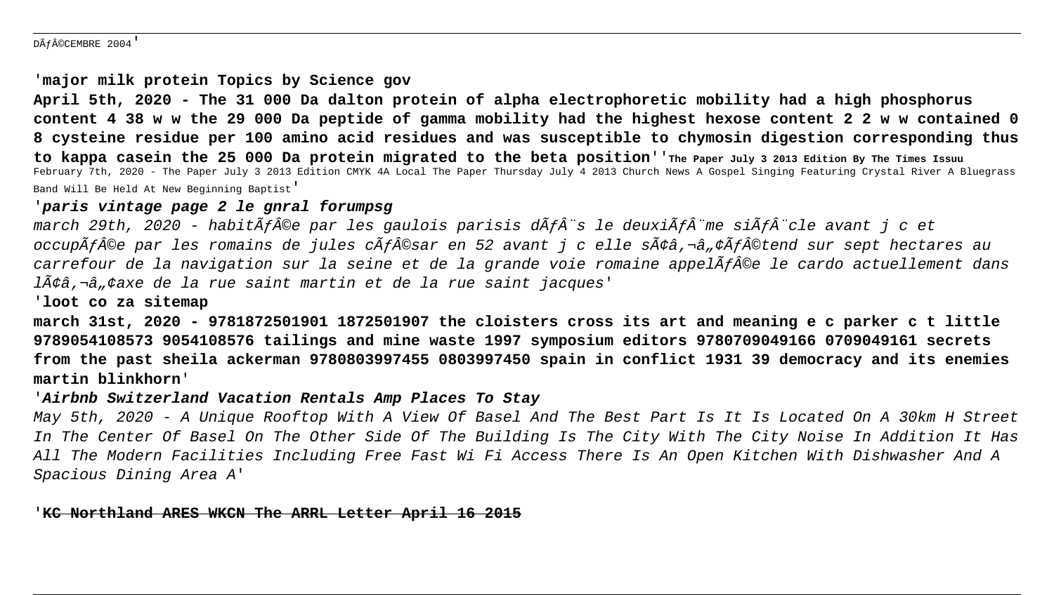DÃƒÂ©CEMBRE 2004'

'**major milk protein Topics by Science gov**

**April 5th, 2020 - The 31 000 Da dalton protein of alpha electrophoretic mobility had a high phosphorus content 4 38 w w the 29 000 Da peptide of gamma mobility had the highest hexose content 2 2 w w contained 0 8 cysteine residue per 100 amino acid residues and was susceptible to chymosin digestion corresponding thus to kappa casein the 25 000 Da protein migrated to the beta position**''**The Paper July 3 2013 Edition By The Times Issuu**
February 7th, 2020 - The Paper July 3 2013 Edition CMYK 4A Local The Paper Thursday July 4 2013 Church News A Gospel Singing Featuring Crystal River A Bluegrass Band Will Be Held At New Beginning Baptist'

'***paris vintage page 2 le gnral forumpsg***

*march 29th, 2020 - habitÃƒÂ©e par les gaulois parisis dÃƒÂ¨s le deuxiÃƒÂ¨me siÃƒÂ¨cle avant j c et occupÃƒÂ©e par les romains de jules cÃƒÂ©sar en 52 avant j c elle sÃ¢â‚¬â„¢ÃƒÂ©tend sur sept hectares au carrefour de la navigation sur la seine et de la grande voie romaine appelÃƒÂ©e le cardo actuellement dans lÃ¢â‚¬â„¢axe de la rue saint martin et de la rue saint jacques*'

'**loot co za sitemap**

**march 31st, 2020 - 9781872501901 1872501907 the cloisters cross its art and meaning e c parker c t little 9789054108573 9054108576 tailings and mine waste 1997 symposium editors 9780709049166 0709049161 secrets from the past sheila ackerman 9780803997455 0803997450 spain in conflict 1931 39 democracy and its enemies martin blinkhorn**'

'***Airbnb Switzerland Vacation Rentals Amp Places To Stay***

*May 5th, 2020 - A Unique Rooftop With A View Of Basel And The Best Part Is It Is Located On A 30km H Street In The Center Of Basel On The Other Side Of The Building Is The City With The City Noise In Addition It Has All The Modern Facilities Including Free Fast Wi Fi Access There Is An Open Kitchen With Dishwasher And A Spacious Dining Area A*'

'**KC Northland ARES WKCN The ARRL Letter April 16 2015**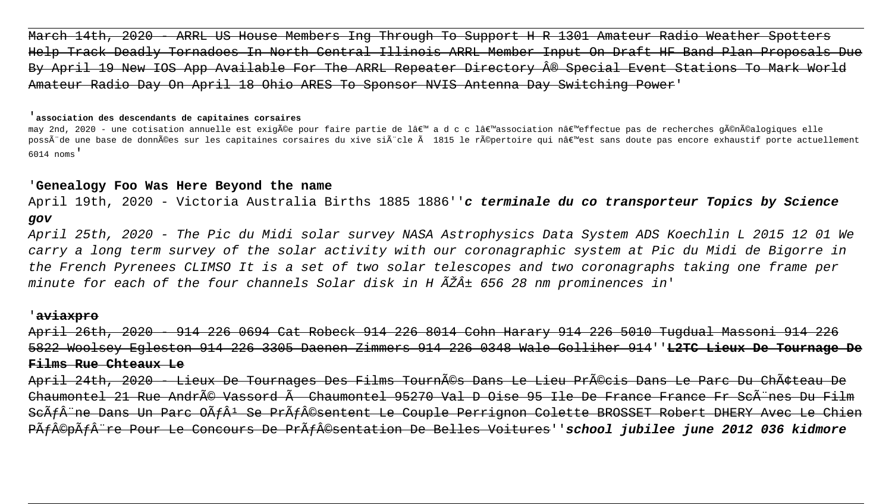~~March 14th, 2020 - ARRL US House Members Ing Through To Support H R 1301 Amateur Radio Weather Spotters Help Track Deadly Tornadoes In North Central Illinois ARRL Member Input On Draft HF Band Plan Proposals Due By April 19 New IOS App Available For The ARRL Repeater Directory Â® Special Event Stations To Mark World Amateur Radio Day On April 18 Ohio ARES To Sponsor NVIS Antenna Day Switching Power~~'

'**association des descendants de capitaines corsaires**

may 2nd, 2020 - une cotisation annuelle est exigÃ©e pour faire partie de lâ€™ a d c c lâ€™association nâ€™effectue pas de recherches gÃ©nÃ©alogiques elle possÃ¨de une base de donnÃ©es sur les capitaines corsaires du xive siÃ¨cle Ã  1815 le rÃ©pertoire qui nâ€™est sans doute pas encore exhaustif porte actuellement 6014 noms'

'**Genealogy Foo Was Here Beyond the name**

April 19th, 2020 - Victoria Australia Births 1885 1886''***c terminale du co transporteur Topics by Science gov***

*April 25th, 2020 - The Pic du Midi solar survey NASA Astrophysics Data System ADS Koechlin L 2015 12 01 We carry a long term survey of the solar activity with our coronagraphic system at Pic du Midi de Bigorre in the French Pyrenees CLIMSO It is a set of two solar telescopes and two coronagraphs taking one frame per minute for each of the four channels Solar disk in H ÃŽÂ± 656 28 nm prominences in'*

'~~**aviaxpro**~~

~~April 26th, 2020 - 914 226 0694 Cat Robeck 914 226 8014 Cohn Harary 914 226 5010 Tugdual Massoni 914 226 5822 Woolsey Egleston 914 226 3305 Daenen Zimmers 914 226 0348 Wale Golliher 914~~''~~**L2TC Lieux De Tournage De Films Rue Chteaux Le**~~

~~April 24th, 2020 - Lieux De Tournages Des Films TournÃ©s Dans Le Lieu PrÃ©cis Dans Le Parc Du ChÃ¢teau De Chaumontel 21 Rue AndrÃ© Vassord Ã  Chaumontel 95270 Val D Oise 95 Ile De France France Fr ScÃ¨nes Du Film ScÃƒÂ¨ne Dans Un Parc OÃƒÂ¹ Se PrÃƒÂ©sentent Le Couple Perrignon Colette BROSSET Robert DHERY Avec Le Chien PÃƒÂ©pÃƒÂ¨re Pour Le Concours De PrÃƒÂ©sentation De Belles Voitures~~''***school jubilee june 2012 036 kidmore***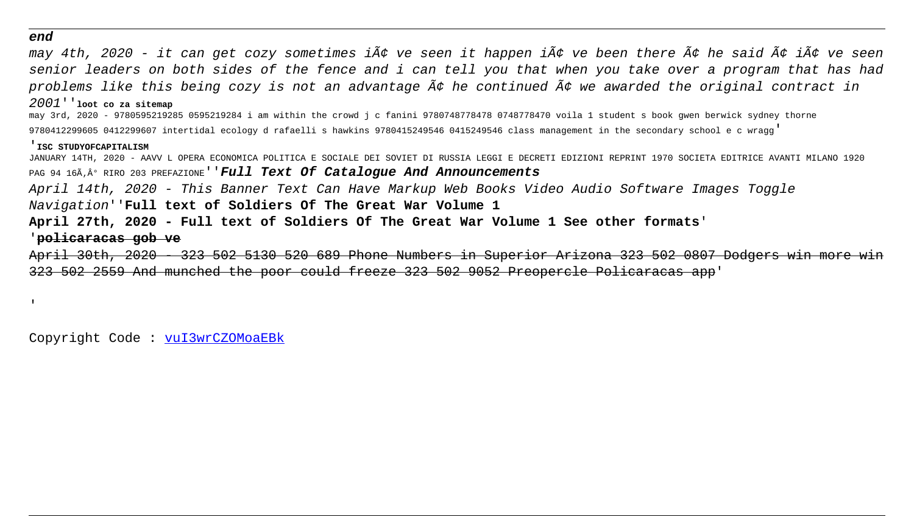***end***

*may 4th, 2020 - it can get cozy sometimes iâ ve seen it happen iâ ve been there â he said â iâ ve seen senior leaders on both sides of the fence and i can tell you that when you take over a program that has had problems like this being cozy is not an advantage â he continued â we awarded the original contract in 2001*''**loot co za sitemap**

may 3rd, 2020 - 9780595219285 0595219284 i am within the crowd j c fanini 9780748778478 0748778470 voila 1 student s book gwen berwick sydney thorne 9780412299605 0412299607 intertidal ecology d rafaelli s hawkins 9780415249546 0415249546 class management in the secondary school e c wragg'

'**ISC STUDYOFCAPITALISM**

JANUARY 14TH, 2020 - AAVV L OPERA ECONOMICA POLITICA E SOCIALE DEI SOVIET DI RUSSIA LEGGI E DECRETI EDIZIONI REPRINT 1970 SOCIETA EDITRICE AVANTI MILANO 1920 PAG 94 16Ã‚Â° RIRO 203 PREFAZIONE''***Full Text Of Catalogue And Announcements***

*April 14th, 2020 - This Banner Text Can Have Markup Web Books Video Audio Software Images Toggle Navigation*''**Full text of Soldiers Of The Great War Volume 1**

**April 27th, 2020 - Full text of Soldiers Of The Great War Volume 1 See other formats**'

'~~**policaracas gob ve**~~

~~April 30th, 2020 - 323 502 5130 520 689 Phone Numbers in Superior Arizona 323 502 0807 Dodgers win more win 323 502 2559 And munched the poor could freeze 323 502 9052 Preopercle Policaracas app~~'

'

Copyright Code : vuI3wrCZOMoaEBk